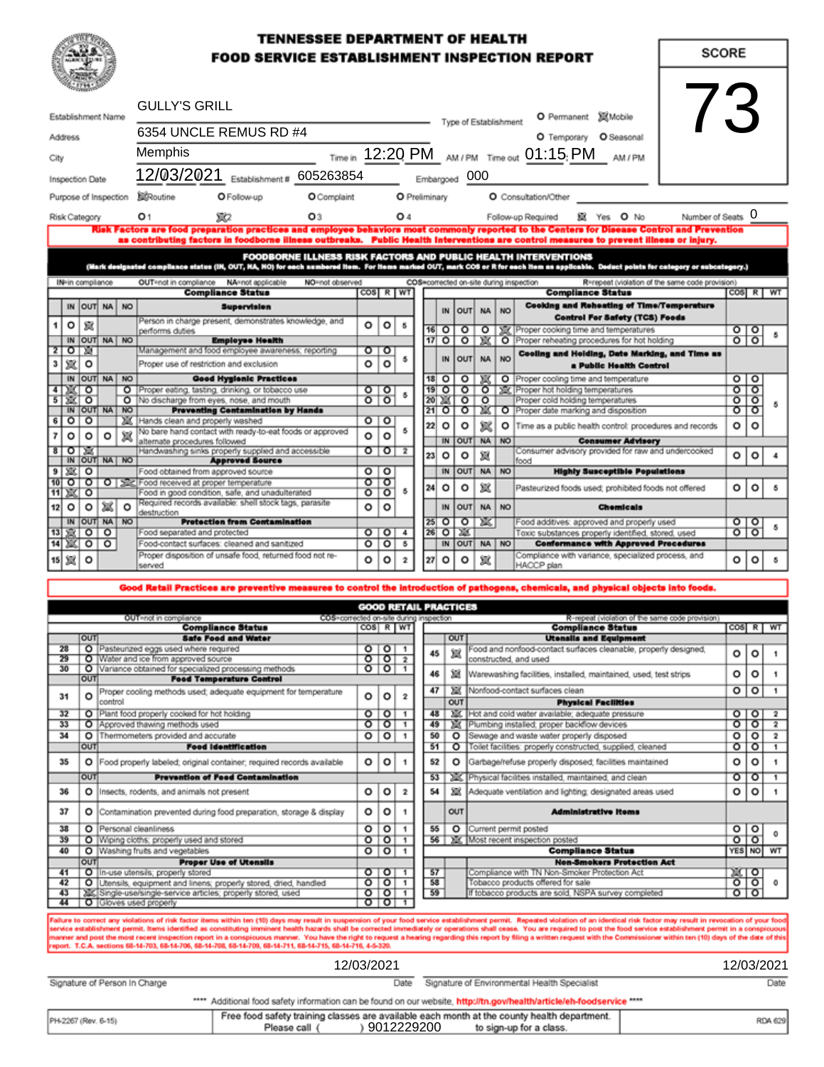# TENNESSEE DEPARTMENT OF HEALTH
# FOOD SERVICE ESTABLISHMENT INSPECTION REPORT

**SCORE: 73**

| | |
|---|---|
| Establishment Name | GULLY'S GRILL |
| Address | 6354 UNCLE REMUS RD #4 |
| City | Memphis |
| Time in | 12:20 PM |
| Time out | 01:15 PM |
| Inspection Date | 12/03/2021 |
| Establishment # | 605263854 |
| Embargoed | 000 |
| Type of Establishment | ☐ Permanent ☒ Mobile ☐ Temporary ☐ Seasonal |
| Purpose of Inspection | ☒ Routine ☐ Follow-up ☐ Complaint ☐ Preliminary ☐ Consultation/Other |
| Risk Category | ☐ 1 ☒ 2 ☐ 3 ☐ 4 |
| Follow-up Required | ☒ Yes ☐ No |
| Number of Seats | 0 |

**Risk Factors are food preparation practices and employee behaviors most commonly reported to the Centers for Disease Control and Prevention as contributing factors in foodborne illness outbreaks. Public Health Interventions are control measures to prevent illness or injury.**

## FOODBORNE ILLNESS RISK FACTORS AND PUBLIC HEALTH INTERVENTIONS

(Mark designated compliance status (IN, OUT, NA, NO) for each numbered item. For items marked OUT, mark COS or R for each item as applicable. Deduct points for category or subcategory.)

IN=in compliance OUT=not in compliance NA=not applicable NO=not observed COS=corrected on-site during inspection R=repeat (violation of the same code provision)

| # | Status | Compliance Status | COS | R | WT |
|---|---|---|---|---|---|
| | | **Supervision** | | | |
| 1 | OUT | Person in charge present, demonstrates knowledge, and performs duties | | | 5 |
| | | **Employee Health** | | | |
| 2 | OUT | Management and food employee awareness; reporting | | | 5 |
| 3 | IN | Proper use of restriction and exclusion | | | |
| | | **Good Hygienic Practices** | | | |
| 4 | IN | Proper eating, tasting, drinking, or tobacco use | | | 5 |
| 5 | IN | No discharge from eyes, nose, and mouth | | | |
| | | **Preventing Contamination by Hands** | | | |
| 6 | NO | Hands clean and properly washed | | | 5 |
| 7 | NO | No bare hand contact with ready-to-eat foods or approved alternate procedures followed | | | |
| 8 | OUT | Handwashing sinks properly supplied and accessible | | | 2 |
| | | **Approved Source** | | | |
| 9 | IN | Food obtained from approved source | | | 5 |
| 10 | NO | Food received at proper temperature | | | |
| 11 | IN | Food in good condition, safe, and unadulterated | | | |
| 12 | NA | Required records available: shell stock tags, parasite destruction | | | |
| | | **Protection from Contamination** | | | |
| 13 | IN | Food separated and protected | | | 4 |
| 14 | IN | Food-contact surfaces: cleaned and sanitized | | | 5 |
| 15 | IN | Proper disposition of unsafe food, returned food not re-served | | | 2 |
| | | **Cooking and Reheating of Time/Temperature Control For Safety (TCS) Foods** | | | |
| 16 | NO | Proper cooking time and temperatures | | | 5 |
| 17 | NA | Proper reheating procedures for hot holding | | | |
| | | **Cooling and Holding, Date Marking, and Time as a Public Health Control** | | | |
| 18 | NA | Proper cooling time and temperature | | | 5 |
| 19 | NO | Proper hot holding temperatures | | | |
| 20 | IN | Proper cold holding temperatures | | | |
| 21 | NA | Proper date marking and disposition | | | |
| 22 | NA | Time as a public health control: procedures and records | | | |
| | | **Consumer Advisory** | | | |
| 23 | NA | Consumer advisory provided for raw and undercooked food | | | 4 |
| | | **Highly Susceptible Populations** | | | |
| 24 | NA | Pasteurized foods used; prohibited foods not offered | | | 5 |
| | | **Chemicals** | | | |
| 25 | NA | Food additives: approved and properly used | | | 5 |
| 26 | OUT | Toxic substances properly identified, stored, used | | | |
| | | **Conformance with Approved Procedures** | | | |
| 27 | NA | Compliance with variance, specialized process, and HACCP plan | | | 5 |

**Good Retail Practices are preventive measures to control the introduction of pathogens, chemicals, and physical objects into foods.**

## GOOD RETAIL PRACTICES

OUT=not in compliance COS=corrected on-site during inspection R=repeat (violation of the same code provision)

| # | OUT | Compliance Status | COS | R | WT |
|---|---|---|---|---|---|
| | | **Safe Food and Water** | | | |
| 28 | | Pasteurized eggs used where required | | | 1 |
| 29 | | Water and ice from approved source | | | 2 |
| 30 | | Variance obtained for specialized processing methods | | | 1 |
| | | **Food Temperature Control** | | | |
| 31 | | Proper cooling methods used; adequate equipment for temperature control | | | 2 |
| 32 | | Plant food properly cooked for hot holding | | | 1 |
| 33 | | Approved thawing methods used | | | 1 |
| 34 | | Thermometers provided and accurate | | | 1 |
| | | **Food Identification** | | | |
| 35 | | Food properly labeled; original container; required records available | | | 1 |
| | | **Prevention of Food Contamination** | | | |
| 36 | | Insects, rodents, and animals not present | | | 2 |
| 37 | | Contamination prevented during food preparation, storage & display | | | 1 |
| 38 | | Personal cleanliness | | | 1 |
| 39 | | Wiping cloths; properly used and stored | | | 1 |
| 40 | | Washing fruits and vegetables | | | 1 |
| | | **Proper Use of Utensils** | | | |
| 41 | | In-use utensils; properly stored | | | 1 |
| 42 | | Utensils, equipment and linens; properly stored, dried, handled | | | 1 |
| 43 | X | Single-use/single-service articles; properly stored, used | | | 1 |
| 44 | | Gloves used properly | | | 1 |
| | | **Utensils and Equipment** | | | |
| 45 | X | Food and nonfood-contact surfaces cleanable, properly designed, constructed, and used | | | 1 |
| 46 | X | Warewashing facilities, installed, maintained, used, test strips | | | 1 |
| 47 | X | Nonfood-contact surfaces clean | | | 1 |
| | | **Physical Facilities** | | | |
| 48 | X | Hot and cold water available; adequate pressure | | | 2 |
| 49 | X | Plumbing installed; proper backflow devices | | | 2 |
| 50 | | Sewage and waste water properly disposed | | | 2 |
| 51 | | Toilet facilities: properly constructed, supplied, cleaned | | | 1 |
| 52 | | Garbage/refuse properly disposed; facilities maintained | | | 1 |
| 53 | X | Physical facilities installed, maintained, and clean | | | 1 |
| 54 | X | Adequate ventilation and lighting; designated areas used | | | 1 |
| | | **Administrative Items** | | | |
| 55 | | Current permit posted | | | 0 |
| 56 | X | Most recent inspection posted | | | |

| # | Compliance Status | YES | NO | WT |
|---|---|---|---|---|
| | **Non-Smokers Protection Act** | | | |
| 57 | Compliance with TN Non-Smoker Protection Act | X | | 0 |
| 58 | Tobacco products offered for sale | | | |
| 59 | If tobacco products are sold, NSPA survey completed | | | |

Failure to correct any violations of risk factor items within ten (10) days may result in suspension of your food service establishment permit. Repeated violation of an identical risk factor may result in revocation of your food service establishment permit. Items identified as constituting imminent health hazards shall be corrected immediately or operations shall cease. You are required to post the food service establishment permit in a conspicuous manner and post the most recent inspection report in a conspicuous manner. You have the right to request a hearing regarding this report by filing a written request with the Commissioner within ten (10) days of the date of this report. T.C.A. sections 68-14-703, 68-14-706, 68-14-708, 68-14-709, 68-14-711, 68-14-715, 68-14-716, 4-5-320.

| | |
|---|---|
| Signature of Person In Charge — Date: 12/03/2021 | Signature of Environmental Health Specialist — Date: 12/03/2021 |

**** Additional food safety information can be found on our website, http://tn.gov/health/article/eh-foodservice ****

PH-2267 (Rev. 6-15) — Free food safety training classes are available each month at the county health department. Please call ( ) 9012229200 to sign-up for a class. — RDA 629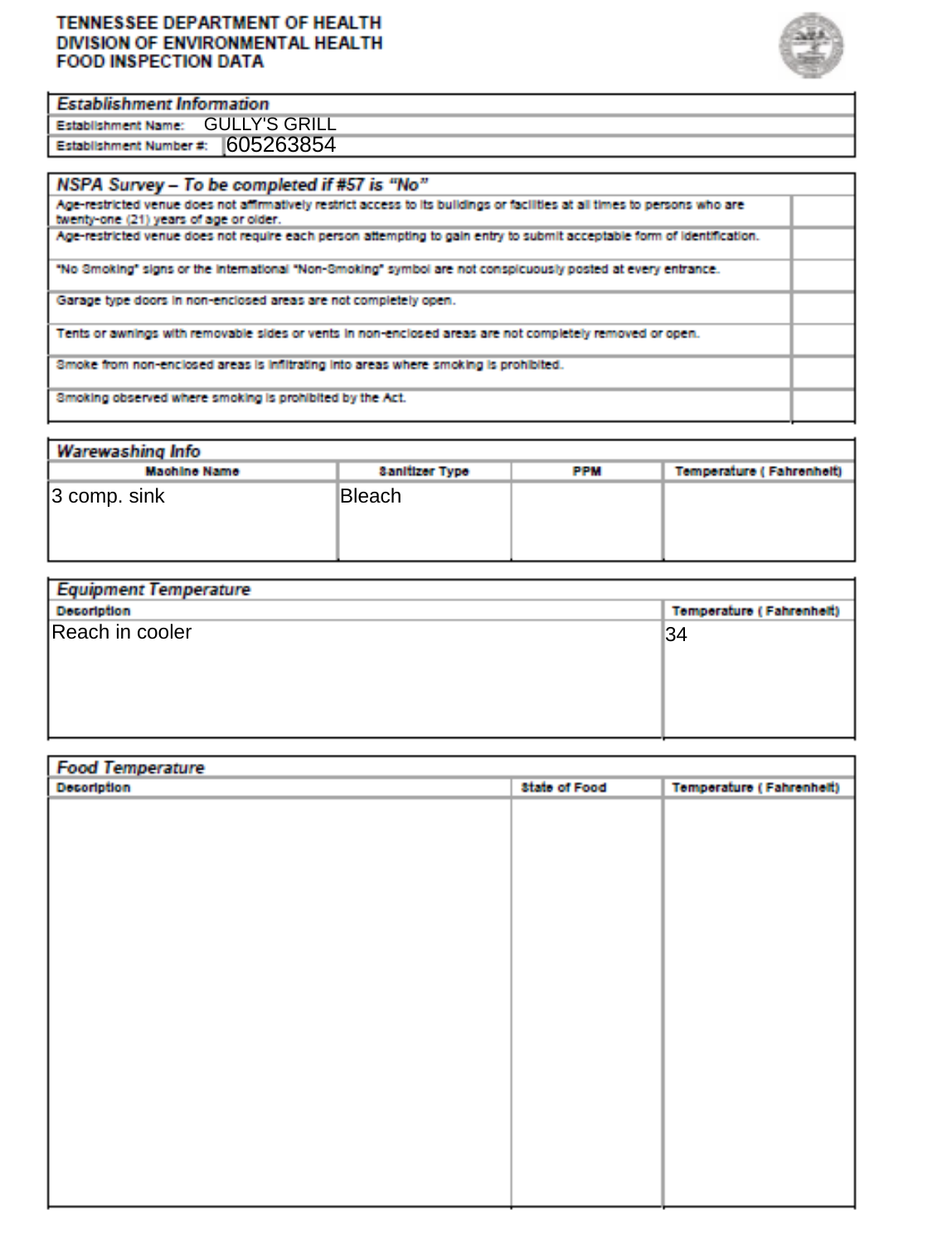**TENNESSEE DEPARTMENT OF HEALTH**
**DIVISION OF ENVIRONMENTAL HEALTH**
**FOOD INSPECTION DATA**

| *Establishment Information* | |
|---|---|
| Establishment Name: | GULLY'S GRILL |
| Establishment Number #: | 605263854 |

| *NSPA Survey – To be completed if #57 is "No"* | |
|---|---|
| Age-restricted venue does not affirmatively restrict access to its buildings or facilities at all times to persons who are twenty-one (21) years of age or older. | |
| Age-restricted venue does not require each person attempting to gain entry to submit acceptable form of identification. | |
| "No Smoking" signs or the international "Non-Smoking" symbol are not conspicuously posted at every entrance. | |
| Garage type doors in non-enclosed areas are not completely open. | |
| Tents or awnings with removable sides or vents in non-enclosed areas are not completely removed or open. | |
| Smoke from non-enclosed areas is infiltrating into areas where smoking is prohibited. | |
| Smoking observed where smoking is prohibited by the Act. | |

*Warewashing Info*

| Machine Name | Sanitizer Type | PPM | Temperature ( Fahrenheit) |
|---|---|---|---|
| 3 comp. sink | Bleach | | |

*Equipment Temperature*

| Description | Temperature ( Fahrenheit) |
|---|---|
| Reach in cooler | 34 |

*Food Temperature*

| Description | State of Food | Temperature ( Fahrenheit) |
|---|---|---|
| | | |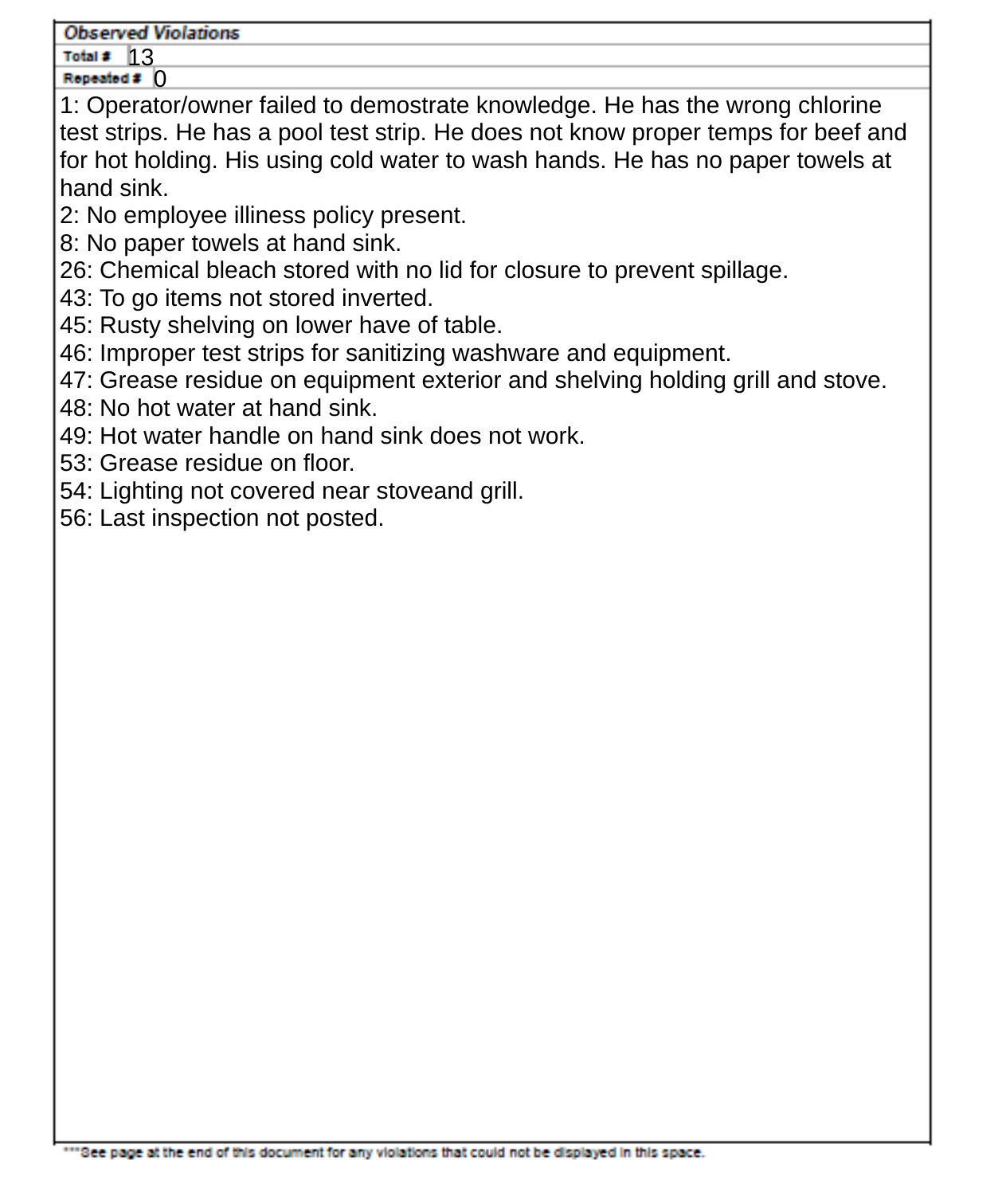**Observed Violations**

**Total #** 13

**Repeated #** 0

1: Operator/owner failed to demostrate knowledge. He has the wrong chlorine test strips. He has a pool test strip. He does not know proper temps for beef and for hot holding. His using cold water to wash hands. He has no paper towels at hand sink.
2: No employee illiness policy present.
8: No paper towels at hand sink.
26: Chemical bleach stored with no lid for closure to prevent spillage.
43: To go items not stored inverted.
45: Rusty shelving on lower have of table.
46: Improper test strips for sanitizing washware and equipment.
47: Grease residue on equipment exterior and shelving holding grill and stove.
48: No hot water at hand sink.
49: Hot water handle on hand sink does not work.
53: Grease residue on floor.
54: Lighting not covered near stoveand grill.
56: Last inspection not posted.

***See page at the end of this document for any violations that could not be displayed in this space.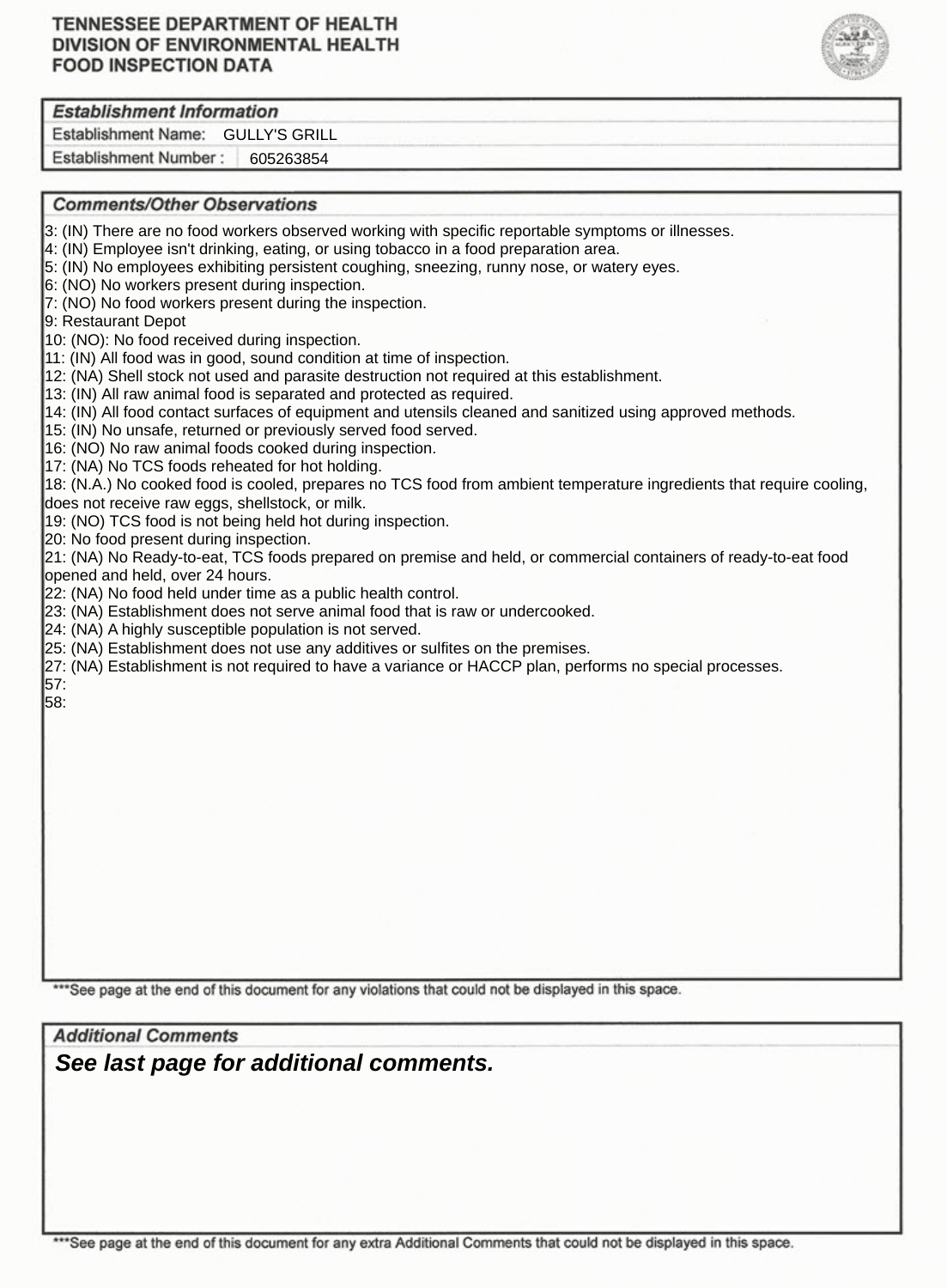# TENNESSEE DEPARTMENT OF HEALTH
# DIVISION OF ENVIRONMENTAL HEALTH
# FOOD INSPECTION DATA

## Establishment Information

Establishment Name: GULLY'S GRILL

Establishment Number : 605263854

## Comments/Other Observations

3: (IN) There are no food workers observed working with specific reportable symptoms or illnesses.
4: (IN) Employee isn't drinking, eating, or using tobacco in a food preparation area.
5: (IN) No employees exhibiting persistent coughing, sneezing, runny nose, or watery eyes.
6: (NO) No workers present during inspection.
7: (NO) No food workers present during the inspection.
9: Restaurant Depot
10: (NO): No food received during inspection.
11: (IN) All food was in good, sound condition at time of inspection.
12: (NA) Shell stock not used and parasite destruction not required at this establishment.
13: (IN) All raw animal food is separated and protected as required.
14: (IN) All food contact surfaces of equipment and utensils cleaned and sanitized using approved methods.
15: (IN) No unsafe, returned or previously served food served.
16: (NO) No raw animal foods cooked during inspection.
17: (NA) No TCS foods reheated for hot holding.
18: (N.A.) No cooked food is cooled, prepares no TCS food from ambient temperature ingredients that require cooling, does not receive raw eggs, shellstock, or milk.
19: (NO) TCS food is not being held hot during inspection.
20: No food present during inspection.
21: (NA) No Ready-to-eat, TCS foods prepared on premise and held, or commercial containers of ready-to-eat food opened and held, over 24 hours.
22: (NA) No food held under time as a public health control.
23: (NA) Establishment does not serve animal food that is raw or undercooked.
24: (NA) A highly susceptible population is not served.
25: (NA) Establishment does not use any additives or sulfites on the premises.
27: (NA) Establishment is not required to have a variance or HACCP plan, performs no special processes.
57:
58:

***See page at the end of this document for any violations that could not be displayed in this space.

## Additional Comments

***See last page for additional comments.***

***See page at the end of this document for any extra Additional Comments that could not be displayed in this space.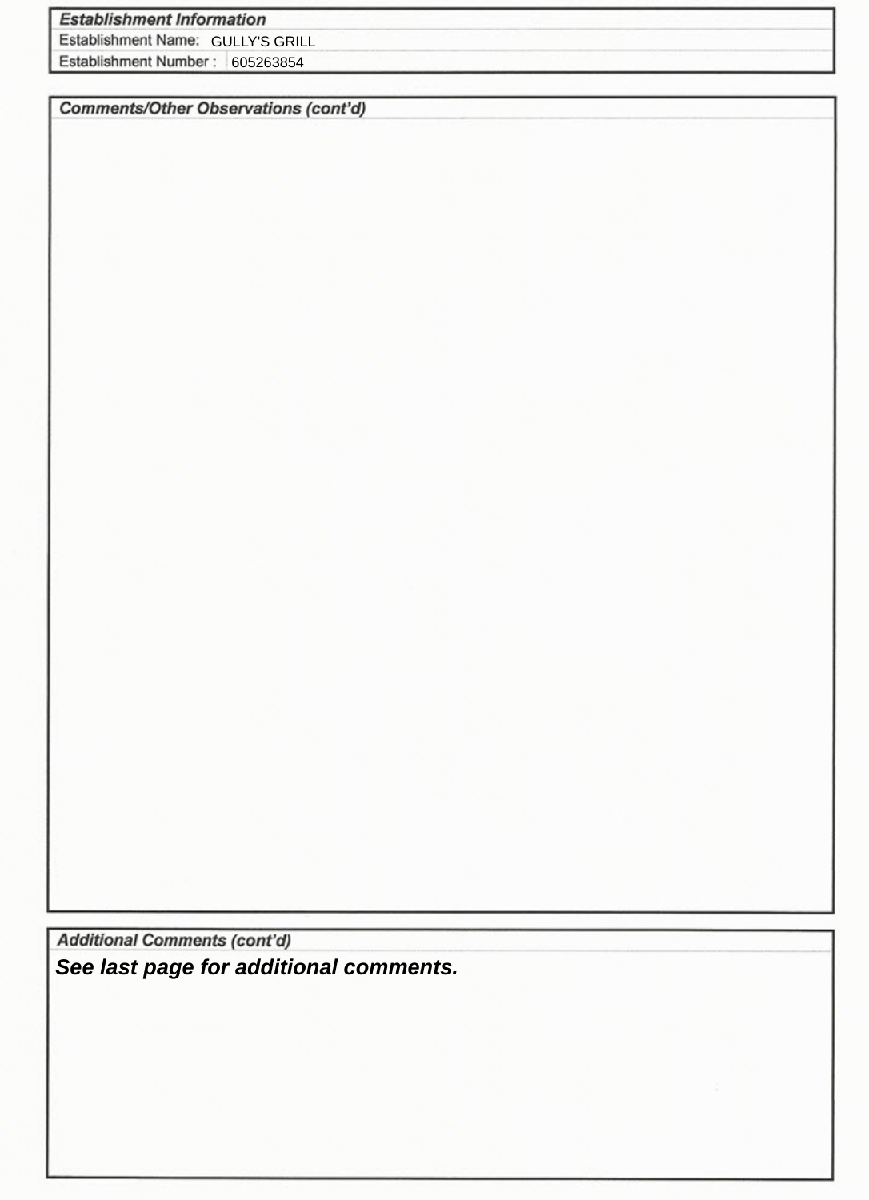## Establishment Information

| | |
|---|---|
| Establishment Name: | GULLY'S GRILL |
| Establishment Number : | 605263854 |

## Comments/Other Observations (cont'd)

## Additional Comments (cont'd)

***See last page for additional comments.***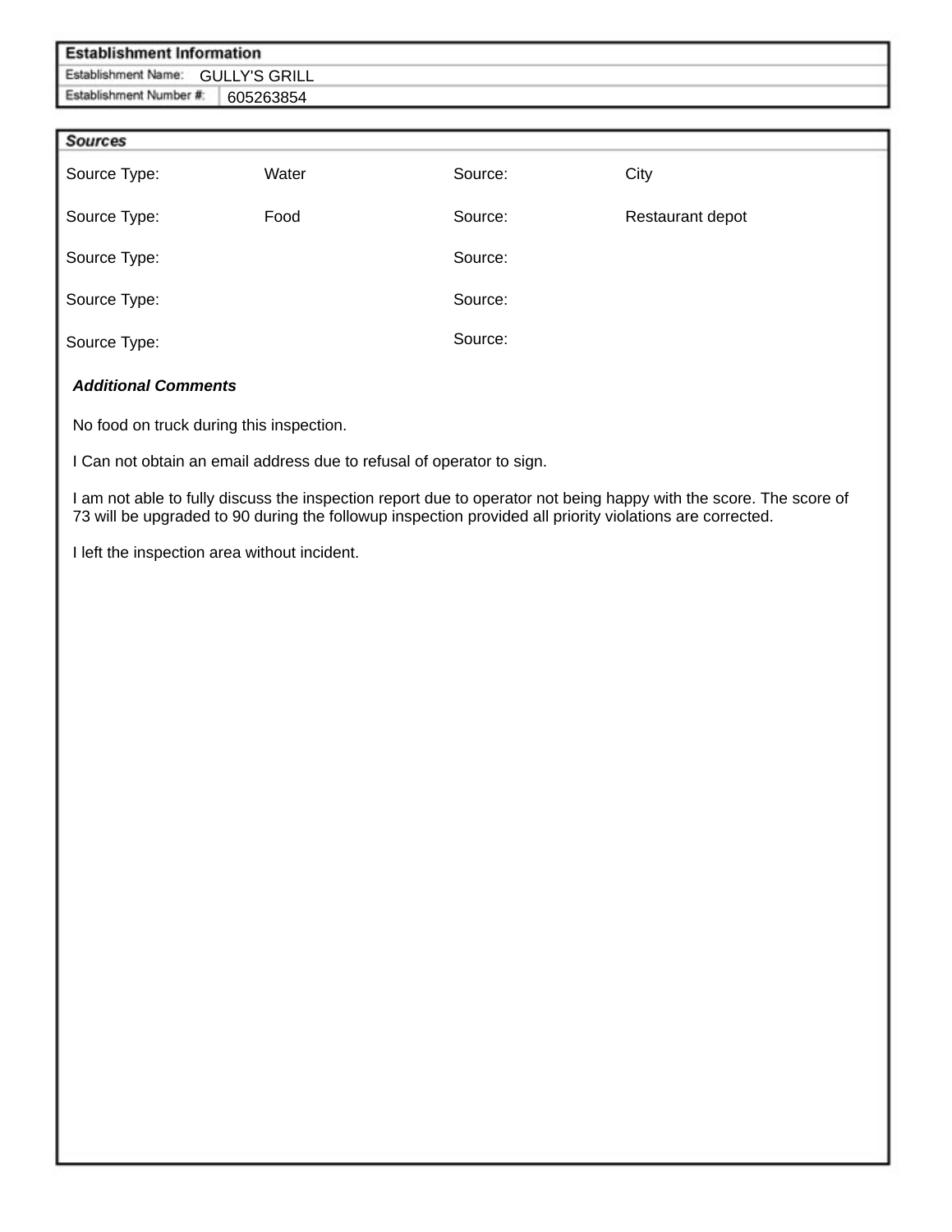## Establishment Information

| | |
|---|---|
| Establishment Name: | GULLY'S GRILL |
| Establishment Number #: | 605263854 |

## Sources

| | | | |
|---|---|---|---|
| Source Type: | Water | Source: | City |
| Source Type: | Food | Source: | Restaurant depot |
| Source Type: | | Source: | |
| Source Type: | | Source: | |
| Source Type: | | Source: | |

***Additional Comments***

No food on truck during this inspection.

I Can not obtain an email address due to refusal of operator to sign.

I am not able to fully discuss the inspection report due to operator not being happy with the score. The score of 73 will be upgraded to 90 during the followup inspection provided all priority violations are corrected.

I left the inspection area without incident.